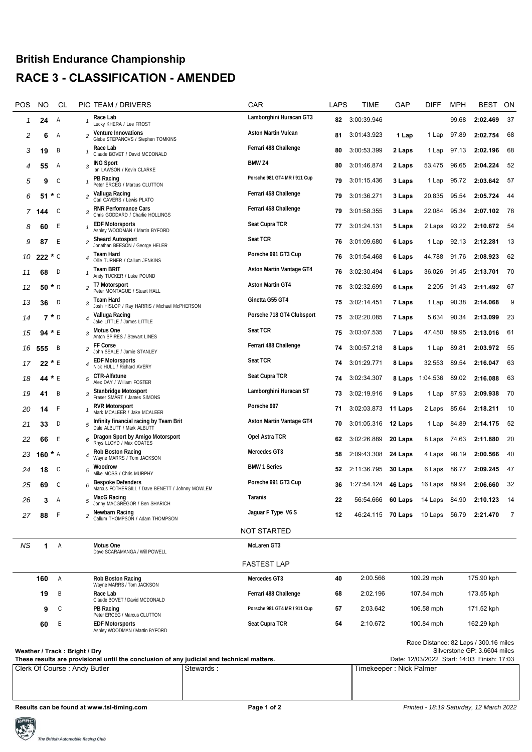# British Endurance Championship

## RACE 3 - CLASSIFICATION - AMENDED

| POS | NO | CL | PIC | TEAM / DRIVERS | CAR | LAPS | TIME | GAP | DIFF | MPH | BEST | ON |
|---|---|---|---|---|---|---|---|---|---|---|---|---|
| 1 | 24 | A | 1 | Race Lab<br>Lucky KHERA / Lee FROST | Lamborghini Huracan GT3 | 82 | 3:00:39.946 | | | 99.68 | 2:02.469 | 37 |
| 2 | 6 | A | 2 | Venture Innovations<br>Glebs STEPANOVS / Stephen TOMKINS | Aston Martin Vulcan | 81 | 3:01:43.923 | 1 Lap | 1 Lap | 97.89 | 2:02.754 | 68 |
| 3 | 19 | B | 1 | Race Lab<br>Claude BOVET / David MCDONALD | Ferrari 488 Challenge | 80 | 3:00:53.399 | 2 Laps | 1 Lap | 97.13 | 2:02.196 | 68 |
| 4 | 55 | A | 3 | ING Sport<br>Ian LAWSON / Kevin CLARKE | BMW Z4 | 80 | 3:01:46.874 | 2 Laps | 53.475 | 96.65 | 2:04.224 | 52 |
| 5 | 9 | C | 1 | PB Racing<br>Peter ERCEG / Marcus CLUTTON | Porsche 981 GT4 MR / 911 Cup | 79 | 3:01:15.436 | 3 Laps | 1 Lap | 95.72 | 2:03.642 | 57 |
| 6 | 51 * | C | 2 | Valluga Racing<br>Carl CAVERS / Lewis PLATO | Ferrari 458 Challenge | 79 | 3:01:36.271 | 3 Laps | 20.835 | 95.54 | 2:05.724 | 44 |
| 7 | 144 | C | 3 | RNR Performance Cars<br>Chris GODDARD / Charlie HOLLINGS | Ferrari 458 Challenge | 79 | 3:01:58.355 | 3 Laps | 22.084 | 95.34 | 2:07.102 | 78 |
| 8 | 60 | E | 1 | EDF Motorsports<br>Ashley WOODMAN / Martin BYFORD | Seat Cupra TCR | 77 | 3:01:24.131 | 5 Laps | 2 Laps | 93.22 | 2:10.672 | 54 |
| 9 | 87 | E | 2 | Sheard Autosport<br>Jonathan BEESON / George HELER | Seat TCR | 76 | 3:01:09.680 | 6 Laps | 1 Lap | 92.13 | 2:12.281 | 13 |
| 10 | 222 * | C | 4 | Team Hard<br>Ollie TURNER / Callum JENKINS | Porsche 991 GT3 Cup | 76 | 3:01:54.468 | 6 Laps | 44.788 | 91.76 | 2:08.923 | 62 |
| 11 | 68 | D | 1 | Team BRIT<br>Andy TUCKER / Luke POUND | Aston Martin Vantage GT4 | 76 | 3:02:30.494 | 6 Laps | 36.026 | 91.45 | 2:13.701 | 70 |
| 12 | 50 * | D | 2 | T7 Motorsport<br>Peter MONTAGUE / Stuart HALL | Aston Martin GT4 | 76 | 3:02:32.699 | 6 Laps | 2.205 | 91.43 | 2:11.492 | 67 |
| 13 | 36 | D | 3 | Team Hard<br>Josh HISLOP / Ray HARRIS / Michael McPHERSON | Ginetta G55 GT4 | 75 | 3:02:14.451 | 7 Laps | 1 Lap | 90.38 | 2:14.068 | 9 |
| 14 | 7 * | D | 4 | Valluga Racing<br>Jake LITTLE / James LITTLE | Porsche 718 GT4 Clubsport | 75 | 3:02:20.085 | 7 Laps | 5.634 | 90.34 | 2:13.099 | 23 |
| 15 | 94 * | E | 3 | Motus One<br>Anton SPIRES / Stewart LINES | Seat TCR | 75 | 3:03:07.535 | 7 Laps | 47.450 | 89.95 | 2:13.016 | 61 |
| 16 | 555 | B | 2 | FF Corse<br>John SEALE / Jamie STANLEY | Ferrari 488 Challenge | 74 | 3:00:57.218 | 8 Laps | 1 Lap | 89.81 | 2:03.972 | 55 |
| 17 | 22 * | E | 4 | EDF Motorsports<br>Nick HULL / Richard AVERY | Seat TCR | 74 | 3:01:29.771 | 8 Laps | 32.553 | 89.54 | 2:16.047 | 63 |
| 18 | 44 * | E | 5 | CTR-Alfatune<br>Alex DAY / William FOSTER | Seat Cupra TCR | 74 | 3:02:34.307 | 8 Laps | 1:04.536 | 89.02 | 2:16.088 | 63 |
| 19 | 41 | B | 3 | Stanbridge Motosport<br>Fraser SMART / James SIMONS | Lamborghini Huracan ST | 73 | 3:02:19.916 | 9 Laps | 1 Lap | 87.93 | 2:09.938 | 70 |
| 20 | 14 | F | 1 | RVR Motorsport<br>Mark MCALEER / Jake MCALEER | Porsche 997 | 71 | 3:02:03.873 | 11 Laps | 2 Laps | 85.64 | 2:18.211 | 10 |
| 21 | 33 | D | 5 | Infinity financial racing by Team Brit<br>Dale ALBUTT / Mark ALBUTT | Aston Martin Vantage GT4 | 70 | 3:01:05.316 | 12 Laps | 1 Lap | 84.89 | 2:14.175 | 52 |
| 22 | 66 | E | 6 | Dragon Sport by Amigo Motorsport<br>Rhys LLOYD / Max COATES | Opel Astra TCR | 62 | 3:02:26.889 | 20 Laps | 8 Laps | 74.63 | 2:11.880 | 20 |
| 23 | 160 * | A | 4 | Rob Boston Racing<br>Wayne MARRS / Tom JACKSON | Mercedes GT3 | 58 | 2:09:43.308 | 24 Laps | 4 Laps | 98.19 | 2:00.566 | 40 |
| 24 | 18 | C | 5 | Woodrow<br>Mike MOSS / Chris MURPHY | BMW 1 Series | 52 | 2:11:36.795 | 30 Laps | 6 Laps | 86.77 | 2:09.245 | 47 |
| 25 | 69 | C | 6 | Bespoke Defenders<br>Marcus FOTHERGILL / Dave BENETT / Johnny MOWLEM | Porsche 991 GT3 Cup | 36 | 1:27:54.124 | 46 Laps | 16 Laps | 89.94 | 2:06.660 | 32 |
| 26 | 3 | A | 5 | MacG Racing<br>Jonny MACGREGOR / Ben SHARICH | Taranis | 22 | 56:54.666 | 60 Laps | 14 Laps | 84.90 | 2:10.123 | 14 |
| 27 | 88 | F | 2 | Newbarn Racing<br>Callum THOMPSON / Adam THOMPSON | Jaguar F Type V6 S | 12 | 46:24.115 | 70 Laps | 10 Laps | 56.79 | 2:21.470 | 7 |

### NOT STARTED

| POS | NO | CL | TEAM / DRIVERS | CAR |
|---|---|---|---|---|
| NS | 1 | A | Motus One<br>Dave SCARAMANGA / Will POWELL | McLaren GT3 |

### FASTEST LAP

| NO | CL | TEAM / DRIVERS | CAR | LAP | TIME | MPH | KPH |
|---|---|---|---|---|---|---|---|
| 160 | A | Rob Boston Racing<br>Wayne MARRS / Tom JACKSON | Mercedes GT3 | 40 | 2:00.566 | 109.29 mph | 175.90 kph |
| 19 | B | Race Lab<br>Claude BOVET / David MCDONALD | Ferrari 488 Challenge | 68 | 2:02.196 | 107.84 mph | 173.55 kph |
| 9 | C | PB Racing<br>Peter ERCEG / Marcus CLUTTON | Porsche 981 GT4 MR / 911 Cup | 57 | 2:03.642 | 106.58 mph | 171.52 kph |
| 60 | E | EDF Motorsports<br>Ashley WOODMAN / Martin BYFORD | Seat Cupra TCR | 54 | 2:10.672 | 100.84 mph | 162.29 kph |

Race Distance: 82 Laps / 300.16 miles
Silverstone GP: 3.6604 miles
Date: 12/03/2022 Start: 14:03 Finish: 17:03

**Weather / Track : Bright / Dry**

**These results are provisional until the conclusion of any judicial and technical matters.**

| Clerk Of Course : Andy Butler | Stewards : | Timekeeper : Nick Palmer |
|---|---|---|

**Results can be found at www.tsl-timing.com**

*Printed - 18:19 Saturday, 12 March 2022*

The British Automobile Racing Club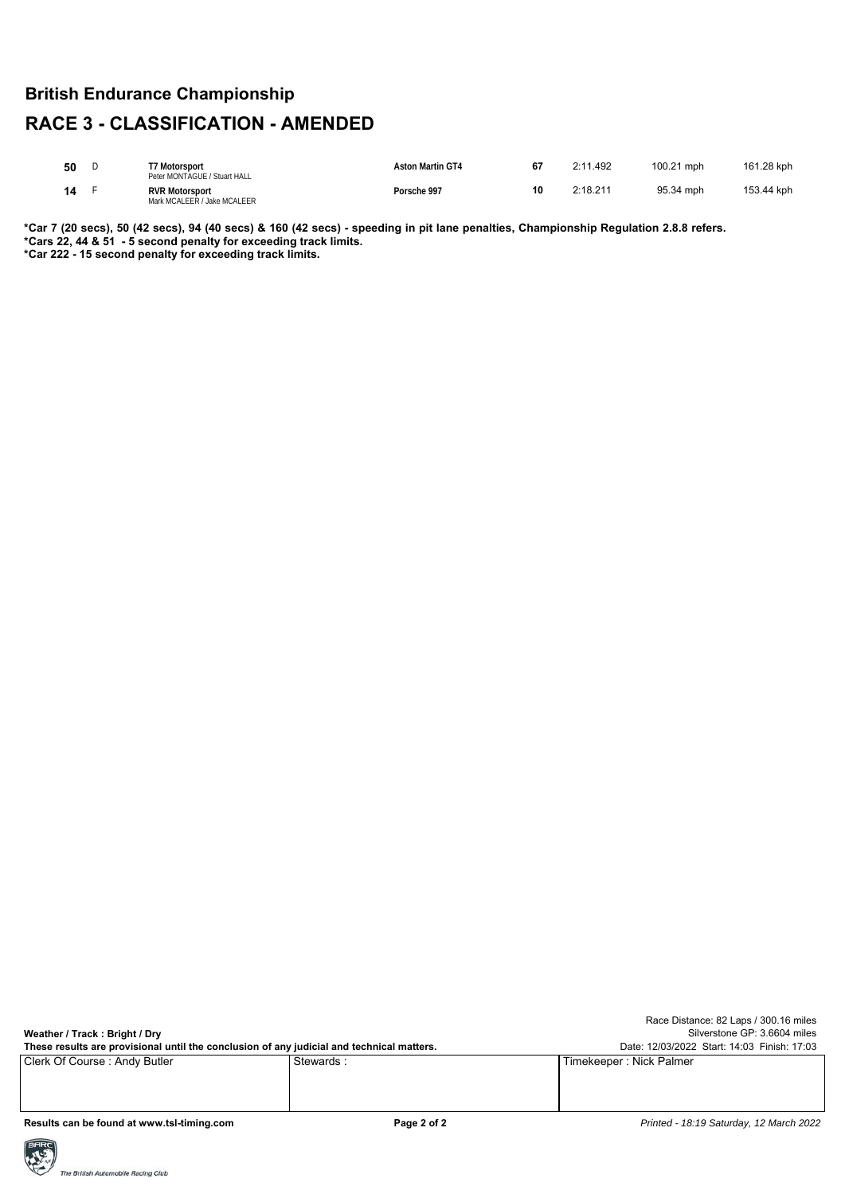## British Endurance Championship

# RACE 3 - CLASSIFICATION - AMENDED

| | | | | | | | |
|---|---|---|---|---|---|---|---|
| **50** | D | **T7 Motorsport**<br>Peter MONTAGUE / Stuart HALL | **Aston Martin GT4** | **67** | 2:11.492 | 100.21 mph | 161.28 kph |
| **14** | F | **RVR Motorsport**<br>Mark MCALEER / Jake MCALEER | **Porsche 997** | **10** | 2:18.211 | 95.34 mph | 153.44 kph |

**\*Car 7 (20 secs), 50 (42 secs), 94 (40 secs) & 160 (42 secs) - speeding in pit lane penalties, Championship Regulation 2.8.8 refers.**
**\*Cars 22, 44 & 51 - 5 second penalty for exceeding track limits.**
**\*Car 222 - 15 second penalty for exceeding track limits.**

Race Distance: 82 Laps / 300.16 miles
Silverstone GP: 3.6604 miles

**Weather / Track : Bright / Dry**
**These results are provisional until the conclusion of any judicial and technical matters.**
Date: 12/03/2022 Start: 14:03 Finish: 17:03

| | | |
|---|---|---|
| Clerk Of Course : Andy Butler | Stewards : | Timekeeper : Nick Palmer |

**Results can be found at www.tsl-timing.com**

*Printed - 18:19 Saturday, 12 March 2022*

The British Automobile Racing Club